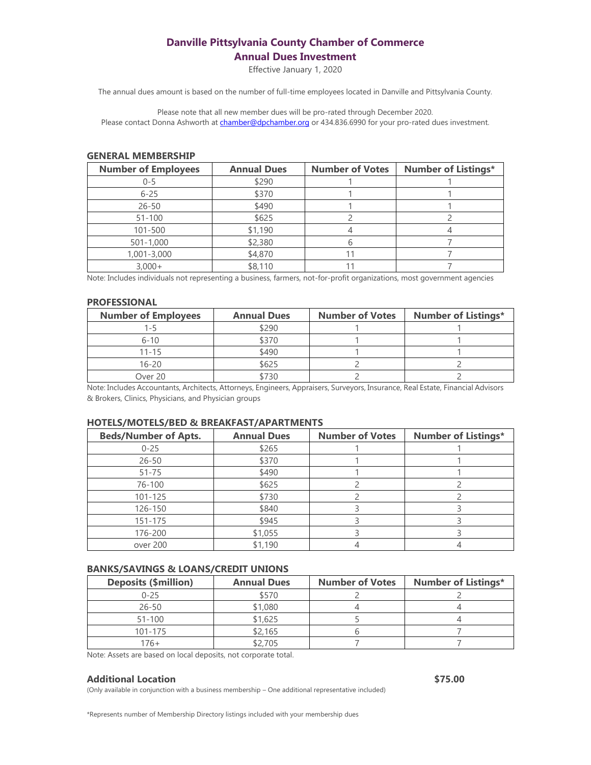# Danville Pittsylvania County Chamber of Commerce
## Annual Dues Investment

Effective January 1, 2020

The annual dues amount is based on the number of full-time employees located in Danville and Pittsylvania County.

Please note that all new member dues will be pro-rated through December 2020.
Please contact Donna Ashworth at chamber@dpchamber.org or 434.836.6990 for your pro-rated dues investment.

### GENERAL MEMBERSHIP

| Number of Employees | Annual Dues | Number of Votes | Number of Listings* |
|---|---|---|---|
| 0-5 | $290 | 1 | 1 |
| 6-25 | $370 | 1 | 1 |
| 26-50 | $490 | 1 | 1 |
| 51-100 | $625 | 2 | 2 |
| 101-500 | $1,190 | 4 | 4 |
| 501-1,000 | $2,380 | 6 | 7 |
| 1,001-3,000 | $4,870 | 11 | 7 |
| 3,000+ | $8,110 | 11 | 7 |

Note: Includes individuals not representing a business, farmers, not-for-profit organizations, most government agencies

### PROFESSIONAL

| Number of Employees | Annual Dues | Number of Votes | Number of Listings* |
|---|---|---|---|
| 1-5 | $290 | 1 | 1 |
| 6-10 | $370 | 1 | 1 |
| 11-15 | $490 | 1 | 1 |
| 16-20 | $625 | 2 | 2 |
| Over 20 | $730 | 2 | 2 |

Note: Includes Accountants, Architects, Attorneys, Engineers, Appraisers, Surveyors, Insurance, Real Estate, Financial Advisors & Brokers, Clinics, Physicians, and Physician groups

### HOTELS/MOTELS/BED & BREAKFAST/APARTMENTS

| Beds/Number of Apts. | Annual Dues | Number of Votes | Number of Listings* |
|---|---|---|---|
| 0-25 | $265 | 1 | 1 |
| 26-50 | $370 | 1 | 1 |
| 51-75 | $490 | 1 | 1 |
| 76-100 | $625 | 2 | 2 |
| 101-125 | $730 | 2 | 2 |
| 126-150 | $840 | 3 | 3 |
| 151-175 | $945 | 3 | 3 |
| 176-200 | $1,055 | 3 | 3 |
| over 200 | $1,190 | 4 | 4 |

### BANKS/SAVINGS & LOANS/CREDIT UNIONS

| Deposits ($million) | Annual Dues | Number of Votes | Number of Listings* |
|---|---|---|---|
| 0-25 | $570 | 2 | 2 |
| 26-50 | $1,080 | 4 | 4 |
| 51-100 | $1,625 | 5 | 4 |
| 101-175 | $2,165 | 6 | 7 |
| 176+ | $2,705 | 7 | 7 |

Note: Assets are based on local deposits, not corporate total.

**Additional Location** **$75.00**

(Only available in conjunction with a business membership – One additional representative included)

*Represents number of Membership Directory listings included with your membership dues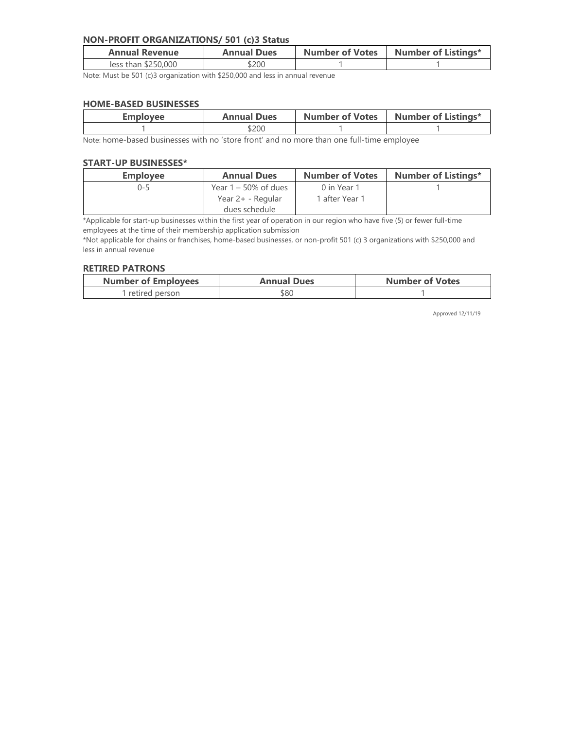### NON-PROFIT ORGANIZATIONS/ 501 (c)3 Status

| Annual Revenue | Annual Dues | Number of Votes | Number of Listings* |
|---|---|---|---|
| less than $250,000 | $200 | 1 | 1 |

Note: Must be 501 (c)3 organization with $250,000 and less in annual revenue

### HOME-BASED BUSINESSES

| Employee | Annual Dues | Number of Votes | Number of Listings* |
|---|---|---|---|
| 1 | $200 | 1 | 1 |

Note: home-based businesses with no 'store front' and no more than one full-time employee

### START-UP BUSINESSES*

| Employee | Annual Dues | Number of Votes | Number of Listings* |
|---|---|---|---|
| 0-5 | Year 1 – 50% of dues<br>Year 2+ - Regular dues schedule | 0 in Year 1<br>1 after Year 1 | 1 |

*Applicable for start-up businesses within the first year of operation in our region who have five (5) or fewer full-time employees at the time of their membership application submission

*Not applicable for chains or franchises, home-based businesses, or non-profit 501 (c) 3 organizations with $250,000 and less in annual revenue

### RETIRED PATRONS

| Number of Employees | Annual Dues | Number of Votes |
|---|---|---|
| 1 retired person | $80 | 1 |

Approved 12/11/19